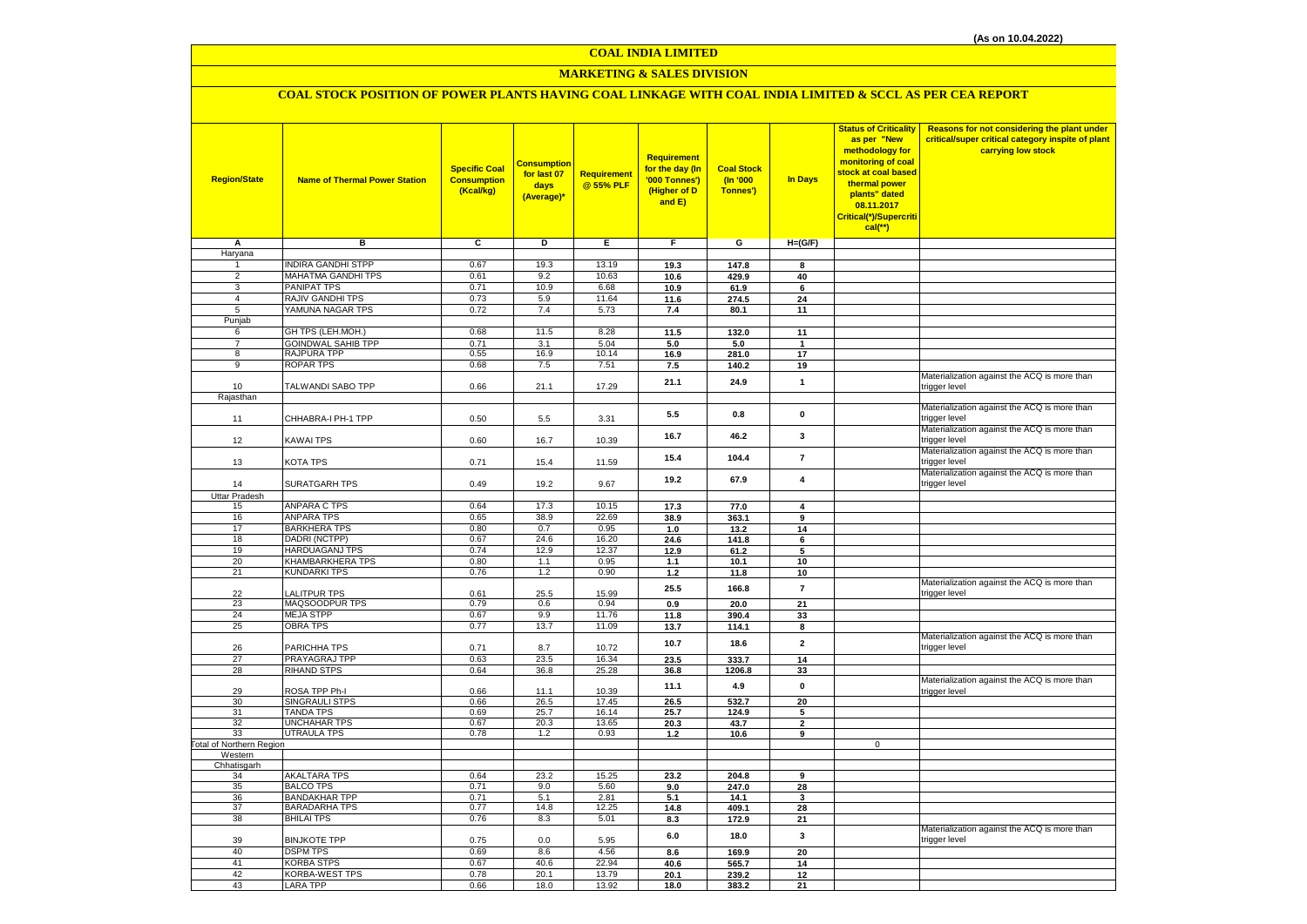(As on 10.04.2022)

# COAL INDIA LIMITED

## MARKETING & SALES DIVISION

### COAL STOCK POSITION OF POWER PLANTS HAVING COAL LINKAGE WITH COAL INDIA LIMITED & SCCL AS PER CEA REPORT

| Region/State | Name of Thermal Power Station | Specific Coal Consumption (Kcal/kg) | Consumption for last 07 days (Average)* | Requirement @ 55% PLF | Requirement for the day (In '000 Tonnes') (Higher of D and E) | Coal Stock (In '000 Tonnes') | In Days | Status of Criticality as per "New methodology for monitoring of coal stock at coal based thermal power plants" dated 08.11.2017 Critical(*)/Supercritical(**) | Reasons for not considering the plant under critical/super critical category inspite of plant carrying low stock |
|---|---|---|---|---|---|---|---|---|---|
| A | B | C | D | E | F | G | H=(G/F) | | |
| Haryana | | | | | | | | | |
| 1 | INDIRA GANDHI STPP | 0.67 | 19.3 | 13.19 | 19.3 | 147.8 | 8 | | |
| 2 | MAHATMA GANDHI TPS | 0.61 | 9.2 | 10.63 | 10.6 | 429.9 | 40 | | |
| 3 | PANIPAT TPS | 0.71 | 10.9 | 6.68 | 10.9 | 61.9 | 6 | | |
| 4 | RAJIV GANDHI TPS | 0.73 | 5.9 | 11.64 | 11.6 | 274.5 | 24 | | |
| 5 | YAMUNA NAGAR TPS | 0.72 | 7.4 | 5.73 | 7.4 | 80.1 | 11 | | |
| Punjab | | | | | | | | | |
| 6 | GH TPS (LEH.MOH.) | 0.68 | 11.5 | 8.28 | 11.5 | 132.0 | 11 | | |
| 7 | GOINDWAL SAHIB TPP | 0.71 | 3.1 | 5.04 | 5.0 | 5.0 | 1 | | |
| 8 | RAJPURA TPP | 0.55 | 16.9 | 10.14 | 16.9 | 281.0 | 17 | | |
| 9 | ROPAR TPS | 0.68 | 7.5 | 7.51 | 7.5 | 140.2 | 19 | | |
| 10 | TALWANDI SABO TPP | 0.66 | 21.1 | 17.29 | 21.1 | 24.9 | 1 | | Materialization against the ACQ is more than trigger level |
| Rajasthan | | | | | | | | | |
| 11 | CHHABRA-I PH-1 TPP | 0.50 | 5.5 | 3.31 | 5.5 | 0.8 | 0 | | Materialization against the ACQ is more than trigger level |
| 12 | KAWAI TPS | 0.60 | 16.7 | 10.39 | 16.7 | 46.2 | 3 | | Materialization against the ACQ is more than trigger level |
| 13 | KOTA TPS | 0.71 | 15.4 | 11.59 | 15.4 | 104.4 | 7 | | Materialization against the ACQ is more than trigger level |
| 14 | SURATGARH TPS | 0.49 | 19.2 | 9.67 | 19.2 | 67.9 | 4 | | Materialization against the ACQ is more than trigger level |
| Uttar Pradesh | | | | | | | | | |
| 15 | ANPARA C TPS | 0.64 | 17.3 | 10.15 | 17.3 | 77.0 | 4 | | |
| 16 | ANPARA TPS | 0.65 | 38.9 | 22.69 | 38.9 | 363.1 | 9 | | |
| 17 | BARKHERA TPS | 0.80 | 0.7 | 0.95 | 1.0 | 13.2 | 14 | | |
| 18 | DADRI (NCTPP) | 0.67 | 24.6 | 16.20 | 24.6 | 141.8 | 6 | | |
| 19 | HARDUAGANJ TPS | 0.74 | 12.9 | 12.37 | 12.9 | 61.2 | 5 | | |
| 20 | KHAMBARKHERA TPS | 0.80 | 1.1 | 0.95 | 1.1 | 10.1 | 10 | | |
| 21 | KUNDARKI TPS | 0.76 | 1.2 | 0.90 | 1.2 | 11.8 | 10 | | |
| 22 | LALITPUR TPS | 0.61 | 25.5 | 15.99 | 25.5 | 166.8 | 7 | | Materialization against the ACQ is more than trigger level |
| 23 | MAQSOODPUR TPS | 0.79 | 0.6 | 0.94 | 0.9 | 20.0 | 21 | | |
| 24 | MEJA STPP | 0.67 | 9.9 | 11.76 | 11.8 | 390.4 | 33 | | |
| 25 | OBRA TPS | 0.77 | 13.7 | 11.09 | 13.7 | 114.1 | 8 | | |
| 26 | PARICHHA TPS | 0.71 | 8.7 | 10.72 | 10.7 | 18.6 | 2 | | Materialization against the ACQ is more than trigger level |
| 27 | PRAYAGRAJ TPP | 0.63 | 23.5 | 16.34 | 23.5 | 333.7 | 14 | | |
| 28 | RIHAND STPS | 0.64 | 36.8 | 25.28 | 36.8 | 1206.8 | 33 | | |
| 29 | ROSA TPP Ph-I | 0.66 | 11.1 | 10.39 | 11.1 | 4.9 | 0 | | Materialization against the ACQ is more than trigger level |
| 30 | SINGRAULI STPS | 0.66 | 26.5 | 17.45 | 26.5 | 532.7 | 20 | | |
| 31 | TANDA TPS | 0.69 | 25.7 | 16.14 | 25.7 | 124.9 | 5 | | |
| 32 | UNCHAHAR TPS | 0.67 | 20.3 | 13.65 | 20.3 | 43.7 | 2 | | |
| 33 | UTRAULA TPS | 0.78 | 1.2 | 0.93 | 1.2 | 10.6 | 9 | | |
| Total of Northern Region | | | | | | | | 0 | |
| Western | | | | | | | | | |
| Chhatisgarh | | | | | | | | | |
| 34 | AKALTARA TPS | 0.64 | 23.2 | 15.25 | 23.2 | 204.8 | 9 | | |
| 35 | BALCO TPS | 0.71 | 9.0 | 5.60 | 9.0 | 247.0 | 28 | | |
| 36 | BANDAKHAR TPP | 0.71 | 5.1 | 2.81 | 5.1 | 14.1 | 3 | | |
| 37 | BARADARHA TPS | 0.77 | 14.8 | 12.25 | 14.8 | 409.1 | 28 | | |
| 38 | BHILAI TPS | 0.76 | 8.3 | 5.01 | 8.3 | 172.9 | 21 | | |
| 39 | BINJKOTE TPP | 0.75 | 0.0 | 5.95 | 6.0 | 18.0 | 3 | | Materialization against the ACQ is more than trigger level |
| 40 | DSPM TPS | 0.69 | 8.6 | 4.56 | 8.6 | 169.9 | 20 | | |
| 41 | KORBA STPS | 0.67 | 40.6 | 22.94 | 40.6 | 565.7 | 14 | | |
| 42 | KORBA-WEST TPS | 0.78 | 20.1 | 13.79 | 20.1 | 239.2 | 12 | | |
| 43 | LARA TPP | 0.66 | 18.0 | 13.92 | 18.0 | 383.2 | 21 | | |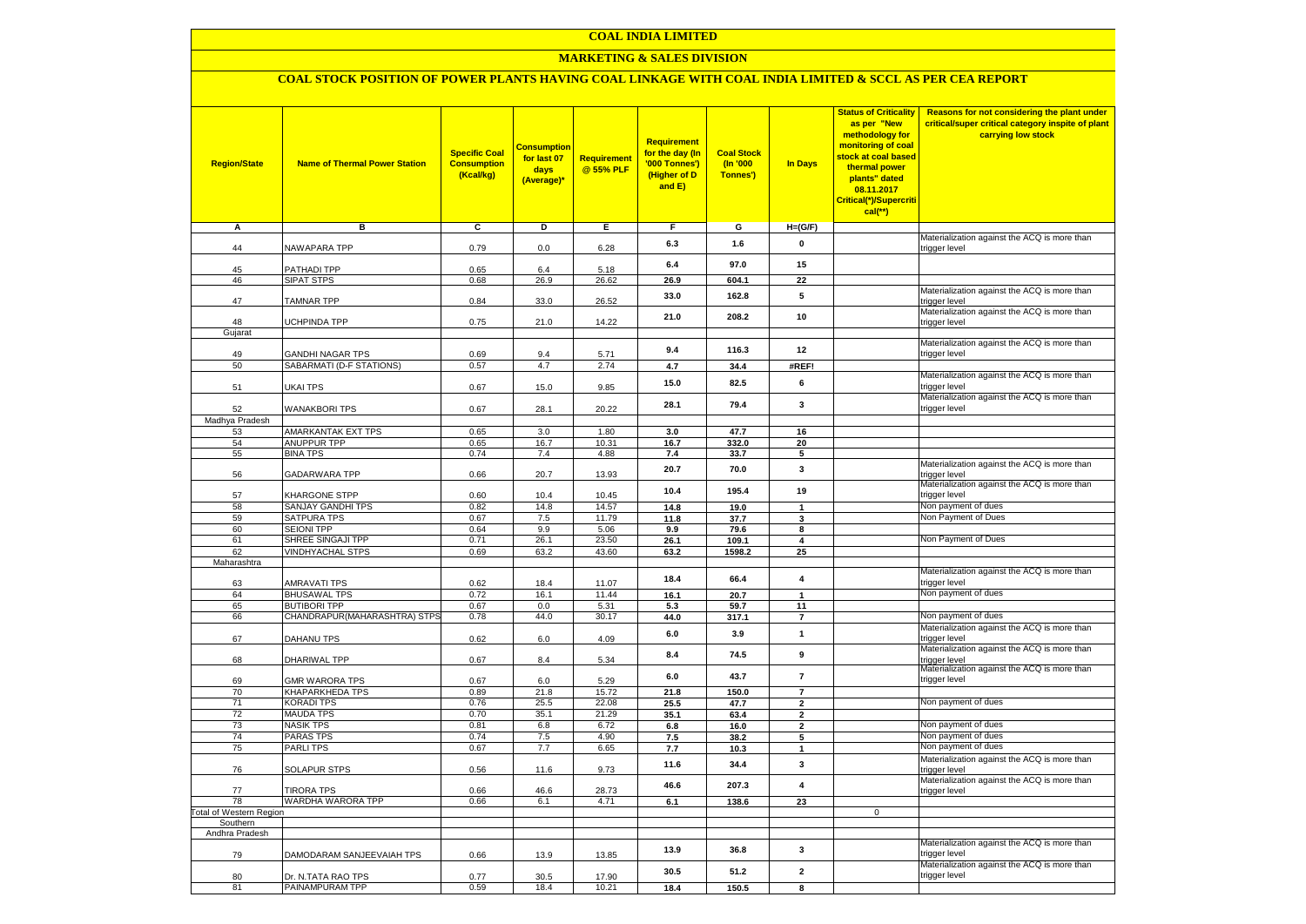# COAL INDIA LIMITED

## MARKETING & SALES DIVISION

### COAL STOCK POSITION OF POWER PLANTS HAVING COAL LINKAGE WITH COAL INDIA LIMITED & SCCL AS PER CEA REPORT

| Region/State | Name of Thermal Power Station | Specific Coal Consumption (Kcal/kg) | Consumption for last 07 days (Average)* | Requirement @ 55% PLF | Requirement for the day (In '000 Tonnes') (Higher of D and E) | Coal Stock (In '000 Tonnes') | In Days | Status of Criticality as per "New methodology for monitoring of coal stock at coal based thermal power plants" dated 08.11.2017 Critical(*)/Supercritical(**) | Reasons for not considering the plant under critical/super critical category inspite of plant carrying low stock |
|---|---|---|---|---|---|---|---|---|---|
| A | B | C | D | E | F | G | H=(G/F) | | |
| 44 | NAWAPARA TPP | 0.79 | 0.0 | 6.28 | 6.3 | 1.6 | 0 | | Materialization against the ACQ is more than trigger level |
| 45 | PATHADI TPP | 0.65 | 6.4 | 5.18 | 6.4 | 97.0 | 15 | | |
| 46 | SIPAT STPS | 0.68 | 26.9 | 26.62 | 26.9 | 604.1 | 22 | | |
| 47 | TAMNAR TPP | 0.84 | 33.0 | 26.52 | 33.0 | 162.8 | 5 | | Materialization against the ACQ is more than trigger level |
| 48 | UCHPINDA TPP | 0.75 | 21.0 | 14.22 | 21.0 | 208.2 | 10 | | Materialization against the ACQ is more than trigger level |
| Gujarat | | | | | | | | | |
| 49 | GANDHI NAGAR TPS | 0.69 | 9.4 | 5.71 | 9.4 | 116.3 | 12 | | Materialization against the ACQ is more than trigger level |
| 50 | SABARMATI (D-F STATIONS) | 0.57 | 4.7 | 2.74 | 4.7 | 34.4 | #REF! | | |
| 51 | UKAI TPS | 0.67 | 15.0 | 9.85 | 15.0 | 82.5 | 6 | | Materialization against the ACQ is more than trigger level |
| 52 | WANAKBORI TPS | 0.67 | 28.1 | 20.22 | 28.1 | 79.4 | 3 | | Materialization against the ACQ is more than trigger level |
| Madhya Pradesh | | | | | | | | | |
| 53 | AMARKANTAK EXT TPS | 0.65 | 3.0 | 1.80 | 3.0 | 47.7 | 16 | | |
| 54 | ANUPPUR TPP | 0.65 | 16.7 | 10.31 | 16.7 | 332.0 | 20 | | |
| 55 | BINA TPS | 0.74 | 7.4 | 4.88 | 7.4 | 33.7 | 5 | | |
| 56 | GADARWARA TPP | 0.66 | 20.7 | 13.93 | 20.7 | 70.0 | 3 | | Materialization against the ACQ is more than trigger level |
| 57 | KHARGONE STPP | 0.60 | 10.4 | 10.45 | 10.4 | 195.4 | 19 | | Materialization against the ACQ is more than trigger level |
| 58 | SANJAY GANDHI TPS | 0.82 | 14.8 | 14.57 | 14.8 | 19.0 | 1 | | Non payment of dues |
| 59 | SATPURA TPS | 0.67 | 7.5 | 11.79 | 11.8 | 37.7 | 3 | | Non Payment of Dues |
| 60 | SEIONI TPP | 0.64 | 9.9 | 5.06 | 9.9 | 79.6 | 8 | | |
| 61 | SHREE SINGAJI TPP | 0.71 | 26.1 | 23.50 | 26.1 | 109.1 | 4 | | Non Payment of Dues |
| 62 | VINDHYACHAL STPS | 0.69 | 63.2 | 43.60 | 63.2 | 1598.2 | 25 | | |
| Maharashtra | | | | | | | | | |
| 63 | AMRAVATI TPS | 0.62 | 18.4 | 11.07 | 18.4 | 66.4 | 4 | | Materialization against the ACQ is more than trigger level |
| 64 | BHUSAWAL TPS | 0.72 | 16.1 | 11.44 | 16.1 | 20.7 | 1 | | Non payment of dues |
| 65 | BUTIBORI TPP | 0.67 | 0.0 | 5.31 | 5.3 | 59.7 | 11 | | |
| 66 | CHANDRAPUR(MAHARASHTRA) STPS | 0.78 | 44.0 | 30.17 | 44.0 | 317.1 | 7 | | Non payment of dues |
| 67 | DAHANU TPS | 0.62 | 6.0 | 4.09 | 6.0 | 3.9 | 1 | | Materialization against the ACQ is more than trigger level |
| 68 | DHARIWAL TPP | 0.67 | 8.4 | 5.34 | 8.4 | 74.5 | 9 | | Materialization against the ACQ is more than trigger level |
| 69 | GMR WARORA TPS | 0.67 | 6.0 | 5.29 | 6.0 | 43.7 | 7 | | Materialization against the ACQ is more than trigger level |
| 70 | KHAPARKHEDA TPS | 0.89 | 21.8 | 15.72 | 21.8 | 150.0 | 7 | | |
| 71 | KORADI TPS | 0.76 | 25.5 | 22.08 | 25.5 | 47.7 | 2 | | Non payment of dues |
| 72 | MAUDA TPS | 0.70 | 35.1 | 21.29 | 35.1 | 63.4 | 2 | | |
| 73 | NASIK TPS | 0.81 | 6.8 | 6.72 | 6.8 | 16.0 | 2 | | Non payment of dues |
| 74 | PARAS TPS | 0.74 | 7.5 | 4.90 | 7.5 | 38.2 | 5 | | Non payment of dues |
| 75 | PARLI TPS | 0.67 | 7.7 | 6.65 | 7.7 | 10.3 | 1 | | Non payment of dues |
| 76 | SOLAPUR STPS | 0.56 | 11.6 | 9.73 | 11.6 | 34.4 | 3 | | Materialization against the ACQ is more than trigger level |
| 77 | TIRORA TPS | 0.66 | 46.6 | 28.73 | 46.6 | 207.3 | 4 | | Materialization against the ACQ is more than trigger level |
| 78 | WARDHA WARORA TPP | 0.66 | 6.1 | 4.71 | 6.1 | 138.6 | 23 | | |
| Total of Western Region | | | | | | | | 0 | |
| Southern | | | | | | | | | |
| Andhra Pradesh | | | | | | | | | |
| 79 | DAMODARAM SANJEEVAIAH TPS | 0.66 | 13.9 | 13.85 | 13.9 | 36.8 | 3 | | Materialization against the ACQ is more than trigger level |
| 80 | Dr. N.TATA RAO TPS | 0.77 | 30.5 | 17.90 | 30.5 | 51.2 | 2 | | Materialization against the ACQ is more than trigger level |
| 81 | PAINAMPURAM TPP | 0.59 | 18.4 | 10.21 | 18.4 | 150.5 | 8 | | |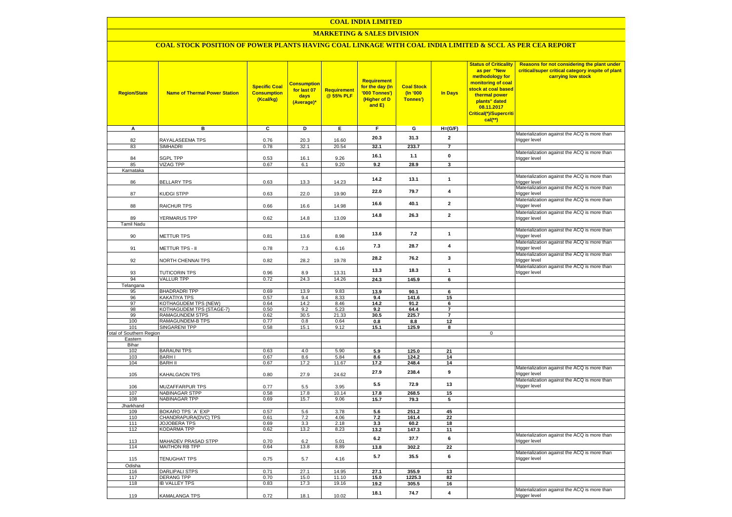# COAL INDIA LIMITED

## MARKETING & SALES DIVISION

### COAL STOCK POSITION OF POWER PLANTS HAVING COAL LINKAGE WITH COAL INDIA LIMITED & SCCL AS PER CEA REPORT

| Region/State | Name of Thermal Power Station | Specific Coal Consumption (Kcal/kg) | Consumption for last 07 days (Average)* | Requirement @ 55% PLF | Requirement for the day (In '000 Tonnes') (Higher of D and E) | Coal Stock (In '000 Tonnes') | In Days | Status of Criticality as per "New methodology for monitoring of coal stock at coal based thermal power plants" dated 08.11.2017 Critical(*)/Supercritical(**) | Reasons for not considering the plant under critical/super critical category inspite of plant carrying low stock |
|---|---|---|---|---|---|---|---|---|---|
| A | B | C | D | E | F | G | H=(G/F) | | |
| 82 | RAYALASEEMA TPS | 0.76 | 20.3 | 16.60 | 20.3 | 31.3 | 2 | | Materialization against the ACQ is more than trigger level |
| 83 | SIMHADRI | 0.78 | 32.1 | 20.54 | 32.1 | 233.7 | 7 | | |
| 84 | SGPL TPP | 0.53 | 16.1 | 9.26 | 16.1 | 1.1 | 0 | | Materialization against the ACQ is more than trigger level |
| 85 | VIZAG TPP | 0.67 | 6.1 | 9.20 | 9.2 | 28.9 | 3 | | |
| Karnataka | | | | | | | | | |
| 86 | BELLARY TPS | 0.63 | 13.3 | 14.23 | 14.2 | 13.1 | 1 | | Materialization against the ACQ is more than trigger level |
| 87 | KUDGI STPP | 0.63 | 22.0 | 19.90 | 22.0 | 79.7 | 4 | | Materialization against the ACQ is more than trigger level |
| 88 | RAICHUR TPS | 0.66 | 16.6 | 14.98 | 16.6 | 40.1 | 2 | | Materialization against the ACQ is more than trigger level |
| 89 | YERMARUS TPP | 0.62 | 14.8 | 13.09 | 14.8 | 26.3 | 2 | | Materialization against the ACQ is more than trigger level |
| Tamil Nadu | | | | | | | | | |
| 90 | METTUR TPS | 0.81 | 13.6 | 8.98 | 13.6 | 7.2 | 1 | | Materialization against the ACQ is more than trigger level |
| 91 | METTUR TPS - II | 0.78 | 7.3 | 6.16 | 7.3 | 28.7 | 4 | | Materialization against the ACQ is more than trigger level |
| 92 | NORTH CHENNAI TPS | 0.82 | 28.2 | 19.78 | 28.2 | 76.2 | 3 | | Materialization against the ACQ is more than trigger level |
| 93 | TUTICORIN TPS | 0.96 | 8.9 | 13.31 | 13.3 | 18.3 | 1 | | Materialization against the ACQ is more than trigger level |
| 94 | VALLUR TPP | 0.72 | 24.3 | 14.26 | 24.3 | 145.9 | 6 | | |
| Telangana | | | | | | | | | |
| 95 | BHADRADRI TPP | 0.69 | 13.9 | 9.83 | 13.9 | 90.1 | 6 | | |
| 96 | KAKATIYA TPS | 0.57 | 9.4 | 8.33 | 9.4 | 141.6 | 15 | | |
| 97 | KOTHAGUDEM TPS (NEW) | 0.64 | 14.2 | 8.46 | 14.2 | 91.2 | 6 | | |
| 98 | KOTHAGUDEM TPS (STAGE-7) | 0.50 | 9.2 | 5.23 | 9.2 | 64.4 | 7 | | |
| 99 | RAMAGUNDEM STPS | 0.62 | 30.5 | 21.33 | 30.5 | 225.7 | 7 | | |
| 100 | RAMAGUNDEM-B TPS | 0.77 | 0.8 | 0.64 | 0.8 | 8.8 | 12 | | |
| 101 | SINGARENI TPP | 0.58 | 15.1 | 9.12 | 15.1 | 125.9 | 8 | | |
| Total of Southern Region | | | | | | | | 0 | |
| Eastern | | | | | | | | | |
| Bihar | | | | | | | | | |
| 102 | BARAUNI TPS | 0.63 | 4.0 | 5.90 | 5.9 | 125.0 | 21 | | |
| 103 | BARH I | 0.67 | 8.6 | 5.84 | 8.6 | 124.2 | 14 | | |
| 104 | BARH II | 0.67 | 17.2 | 11.67 | 17.2 | 248.4 | 14 | | |
| 105 | KAHALGAON TPS | 0.80 | 27.9 | 24.62 | 27.9 | 238.4 | 9 | | Materialization against the ACQ is more than trigger level |
| 106 | MUZAFFARPUR TPS | 0.77 | 5.5 | 3.95 | 5.5 | 72.9 | 13 | | Materialization against the ACQ is more than trigger level |
| 107 | NABINAGAR STPP | 0.58 | 17.8 | 10.14 | 17.8 | 268.5 | 15 | | |
| 108 | NABINAGAR TPP | 0.69 | 15.7 | 9.06 | 15.7 | 79.3 | 5 | | |
| Jharkhand | | | | | | | | | |
| 109 | BOKARO TPS `A` EXP | 0.57 | 5.6 | 3.78 | 5.6 | 251.2 | 45 | | |
| 110 | CHANDRAPURA(DVC) TPS | 0.61 | 7.2 | 4.06 | 7.2 | 161.4 | 22 | | |
| 111 | JOJOBERA TPS | 0.69 | 3.3 | 2.18 | 3.3 | 60.2 | 18 | | |
| 112 | KODARMA TPP | 0.62 | 13.2 | 8.23 | 13.2 | 147.3 | 11 | | |
| 113 | MAHADEV PRASAD STPP | 0.70 | 6.2 | 5.01 | 6.2 | 37.7 | 6 | | Materialization against the ACQ is more than trigger level |
| 114 | MAITHON RB TPP | 0.64 | 13.8 | 8.89 | 13.8 | 302.2 | 22 | | |
| 115 | TENUGHAT TPS | 0.75 | 5.7 | 4.16 | 5.7 | 35.5 | 6 | | Materialization against the ACQ is more than trigger level |
| Odisha | | | | | | | | | |
| 116 | DARLIPALI STPS | 0.71 | 27.1 | 14.95 | 27.1 | 355.9 | 13 | | |
| 117 | DERANG TPP | 0.70 | 15.0 | 11.10 | 15.0 | 1225.3 | 82 | | |
| 118 | IB VALLEY TPS | 0.83 | 17.3 | 19.16 | 19.2 | 305.5 | 16 | | |
| 119 | KAMALANGA TPS | 0.72 | 18.1 | 10.02 | 18.1 | 74.7 | 4 | | Materialization against the ACQ is more than trigger level |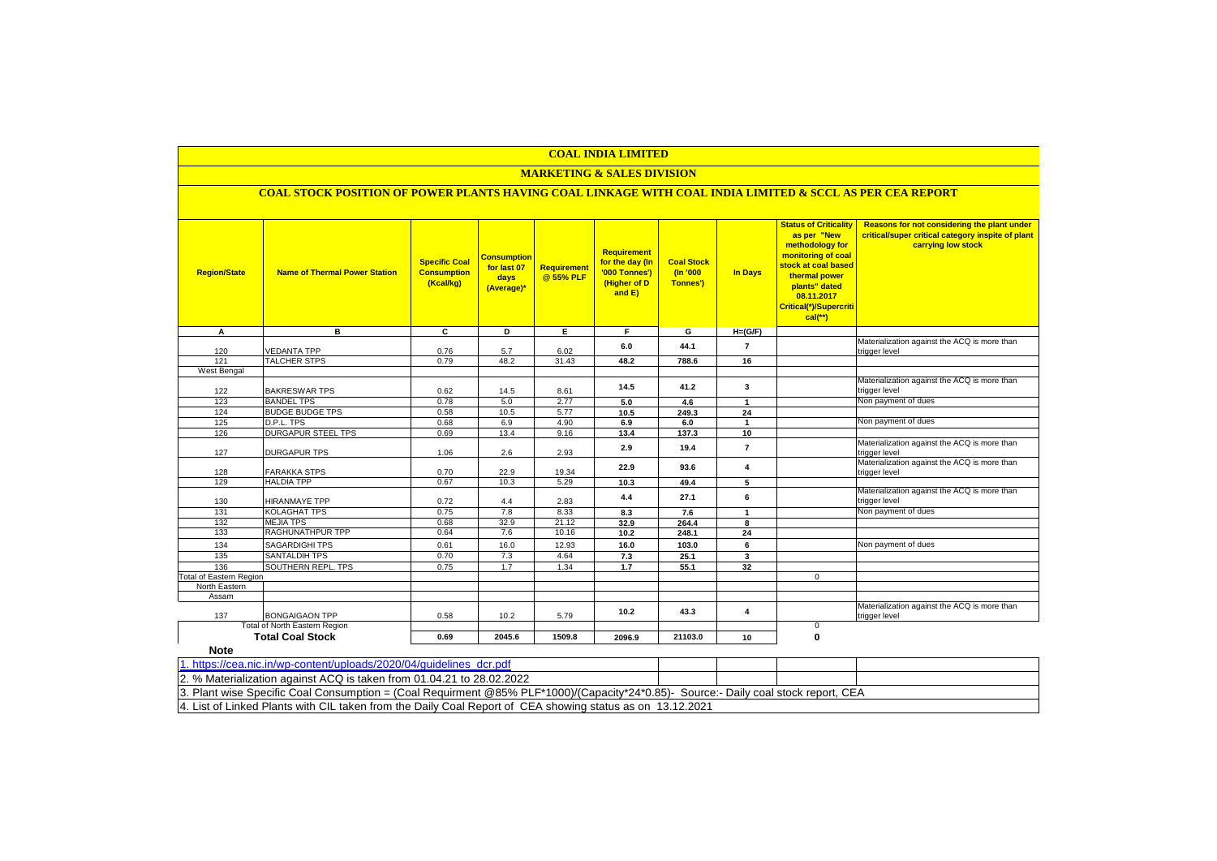# COAL INDIA LIMITED

## MARKETING & SALES DIVISION

### COAL STOCK POSITION OF POWER PLANTS HAVING COAL LINKAGE WITH COAL INDIA LIMITED & SCCL AS PER CEA REPORT

| Region/State | Name of Thermal Power Station | Specific Coal Consumption (Kcal/kg) | Consumption for last 07 days (Average)* | Requirement @ 55% PLF | Requirement for the day (In '000 Tonnes') (Higher of D and E) | Coal Stock (In '000 Tonnes') | In Days | Status of Criticality as per "New methodology for monitoring of coal stock at coal based thermal power plants" dated 08.11.2017 Critical(*)/Supercritical(**) | Reasons for not considering the plant under critical/super critical category inspite of plant carrying low stock |
|---|---|---|---|---|---|---|---|---|---|
| A | B | C | D | E | F | G | H=(G/F) | | |
| 120 | VEDANTA TPP | 0.76 | 5.7 | 6.02 | 6.0 | 44.1 | 7 | | Materialization against the ACQ is more than trigger level |
| 121 | TALCHER STPS | 0.79 | 48.2 | 31.43 | 48.2 | 788.6 | 16 | | |
| West Bengal | | | | | | | | | |
| 122 | BAKRESWAR TPS | 0.62 | 14.5 | 8.61 | 14.5 | 41.2 | 3 | | Materialization against the ACQ is more than trigger level |
| 123 | BANDEL TPS | 0.78 | 5.0 | 2.77 | 5.0 | 4.6 | 1 | | Non payment of dues |
| 124 | BUDGE BUDGE TPS | 0.58 | 10.5 | 5.77 | 10.5 | 249.3 | 24 | | |
| 125 | D.P.L. TPS | 0.68 | 6.9 | 4.90 | 6.9 | 6.0 | 1 | | Non payment of dues |
| 126 | DURGAPUR STEEL TPS | 0.69 | 13.4 | 9.16 | 13.4 | 137.3 | 10 | | |
| 127 | DURGAPUR TPS | 1.06 | 2.6 | 2.93 | 2.9 | 19.4 | 7 | | Materialization against the ACQ is more than trigger level |
| 128 | FARAKKA STPS | 0.70 | 22.9 | 19.34 | 22.9 | 93.6 | 4 | | Materialization against the ACQ is more than trigger level |
| 129 | HALDIA TPP | 0.67 | 10.3 | 5.29 | 10.3 | 49.4 | 5 | | |
| 130 | HIRANMAYE TPP | 0.72 | 4.4 | 2.83 | 4.4 | 27.1 | 6 | | Materialization against the ACQ is more than trigger level |
| 131 | KOLAGHAT TPS | 0.75 | 7.8 | 8.33 | 8.3 | 7.6 | 1 | | Non payment of dues |
| 132 | MEJIA TPS | 0.68 | 32.9 | 21.12 | 32.9 | 264.4 | 8 | | |
| 133 | RAGHUNATHPUR TPP | 0.64 | 7.6 | 10.16 | 10.2 | 248.1 | 24 | | |
| 134 | SAGARDIGHI TPS | 0.61 | 16.0 | 12.93 | 16.0 | 103.0 | 6 | | Non payment of dues |
| 135 | SANTALDIH TPS | 0.70 | 7.3 | 4.64 | 7.3 | 25.1 | 3 | | |
| 136 | SOUTHERN REPL. TPS | 0.75 | 1.7 | 1.34 | 1.7 | 55.1 | 32 | | |
| Total of Eastern Region | | | | | | | | 0 | |
| North Eastern | | | | | | | | | |
| Assam | | | | | | | | | |
| 137 | BONGAIGAON TPP | 0.58 | 10.2 | 5.79 | 10.2 | 43.3 | 4 | | Materialization against the ACQ is more than trigger level |
| Total of North Eastern Region | | | | | | | | 0 | |
| Total Coal Stock | | 0.69 | 2045.6 | 1509.8 | 2096.9 | 21103.0 | 10 | 0 | |

**Note**

1. https://cea.nic.in/wp-content/uploads/2020/04/guidelines_dcr.pdf
2. % Materialization against ACQ is taken from 01.04.21 to 28.02.2022
3. Plant wise Specific Coal Consumption = (Coal Requirment @85% PLF*1000)/(Capacity*24*0.85)- Source:- Daily coal stock report, CEA
4. List of Linked Plants with CIL taken from the Daily Coal Report of CEA showing status as on 13.12.2021